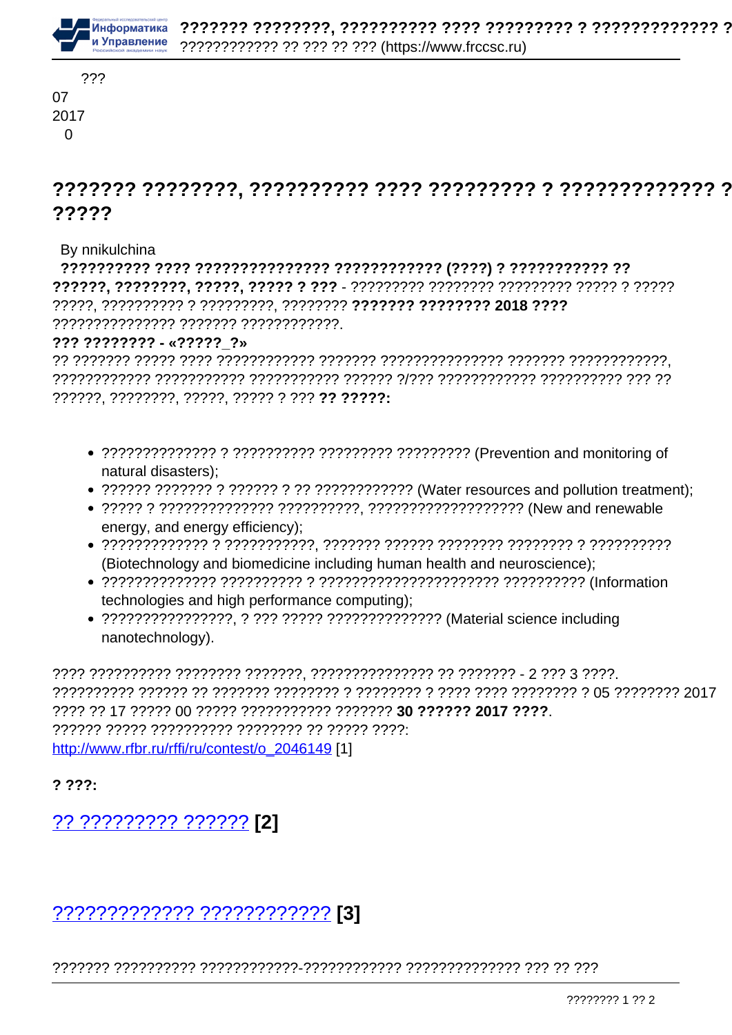???
07
2017
0

# ??????? ????????, ?????????? ???? ????????? ? ????????????? ?????

By nnikulchina

**?????????? ???? ??????????????? ???????????? (????) ? ??????????? ?? ??????, ????????, ?????, ????? ? ???** - ????????? ???????? ????????? ????? ? ????? ?????, ?????????? ? ?????????, ???????? **??????? ???????? 2018 ????** ??????????????? ??????? ????????????.

**??? ???????? - «?????_?»**

?? ??????? ????? ???? ???????????? ??????? ??????????????? ??????? ????????????, ???????????? ??????????? ??????????? ?????? ?/??? ???????????? ?????????? ??? ?? ??????, ????????, ?????, ????? ? ??? **?? ?????:**

- ?????????????? ? ?????????? ????????? ????????? (Prevention and monitoring of natural disasters);
- ?????? ??????? ? ?????? ? ?? ???????????? (Water resources and pollution treatment);
- ????? ? ?????????????? ??????????, ??????????????????? (New and renewable energy, and energy efficiency);
- ?????????????? ? ???????????, ??????? ?????? ???????? ???????? ? ?????????? (Biotechnology and biomedicine including human health and neuroscience);
- ?????????????? ?????????? ? ?????????????????????? ?????????? (Information technologies and high performance computing);
- ????????????????, ? ??? ????? ?????????????? (Material science including nanotechnology).

???? ?????????? ???????? ???????, ??????????????? ?? ??????? - 2 ??? 3 ????.
?????????? ?????? ?? ??????? ???????? ? ???????? ? ???? ???? ???????? ? 05 ???????? 2017 ???? ?? 17 ????? 00 ????? ??????????? ??????? **30 ?????? 2017 ????**.
?????? ????? ?????????? ???????? ?? ????? ????:
[http://www.rfbr.ru/rffi/ru/contest/o_2046149](http://www.rfbr.ru/rffi/ru/contest/o_2046149) [1]

**? ???:**

## ?? ????????? ?????? **[2]**

## ????????????? ???????????? **[3]**

??????? ?????????? ????????????-???????????? ?????????????? ??? ?? ???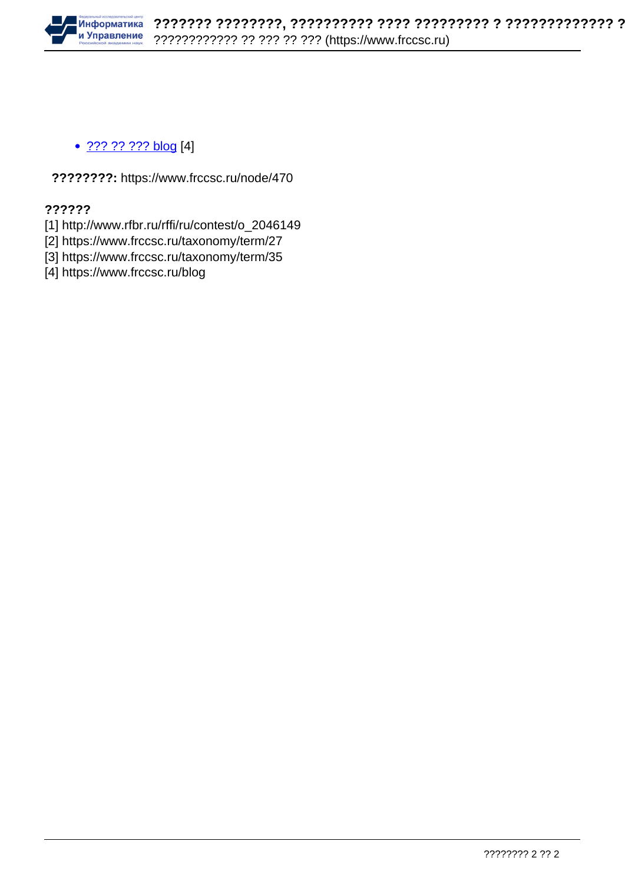- ??? ?? ??? blog [4]

**????????:** https://www.frccsc.ru/node/470

**??????**

[1] http://www.rfbr.ru/rffi/ru/contest/o_2046149
[2] https://www.frccsc.ru/taxonomy/term/27
[3] https://www.frccsc.ru/taxonomy/term/35
[4] https://www.frccsc.ru/blog